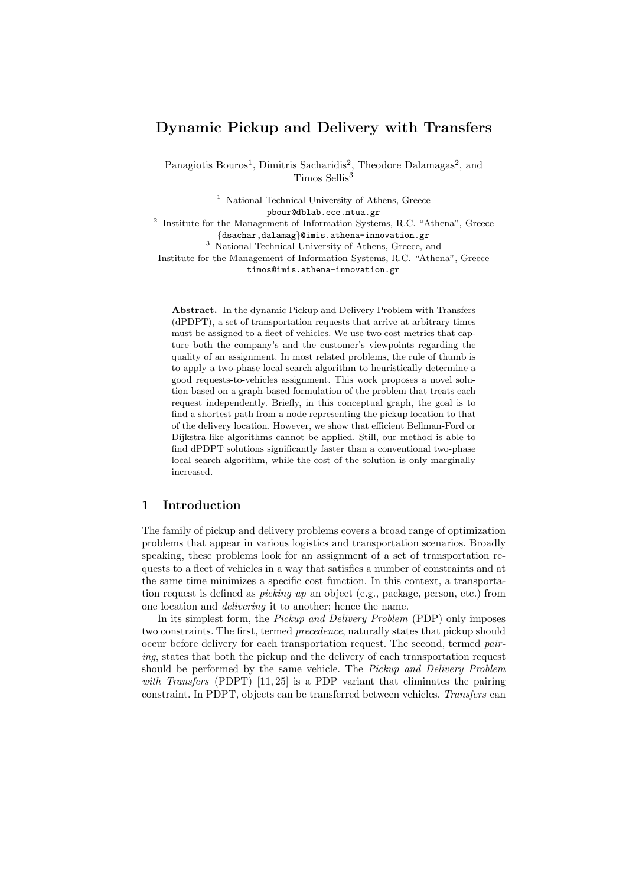# Dynamic Pickup and Delivery with Transfers

Panagiotis Bouros[1], Dimitris Sacharidis[2], Theodore Dalamagas[2], and Timos Sellis[3]

[1] National Technical University of Athens, Greece
pbour@dblab.ece.ntua.gr

[2] Institute for the Management of Information Systems, R.C. "Athena", Greece
{dsachar,dalamag}@imis.athena-innovation.gr

[3] National Technical University of Athens, Greece, and
Institute for the Management of Information Systems, R.C. "Athena", Greece
timos@imis.athena-innovation.gr

**Abstract.** In the dynamic Pickup and Delivery Problem with Transfers (dPDPT), a set of transportation requests that arrive at arbitrary times must be assigned to a fleet of vehicles. We use two cost metrics that capture both the company's and the customer's viewpoints regarding the quality of an assignment. In most related problems, the rule of thumb is to apply a two-phase local search algorithm to heuristically determine a good requests-to-vehicles assignment. This work proposes a novel solution based on a graph-based formulation of the problem that treats each request independently. Briefly, in this conceptual graph, the goal is to find a shortest path from a node representing the pickup location to that of the delivery location. However, we show that efficient Bellman-Ford or Dijkstra-like algorithms cannot be applied. Still, our method is able to find dPDPT solutions significantly faster than a conventional two-phase local search algorithm, while the cost of the solution is only marginally increased.

## 1 Introduction

The family of pickup and delivery problems covers a broad range of optimization problems that appear in various logistics and transportation scenarios. Broadly speaking, these problems look for an assignment of a set of transportation requests to a fleet of vehicles in a way that satisfies a number of constraints and at the same time minimizes a specific cost function. In this context, a transportation request is defined as *picking up* an object (e.g., package, person, etc.) from one location and *delivering* it to another; hence the name.

In its simplest form, the *Pickup and Delivery Problem* (PDP) only imposes two constraints. The first, termed *precedence*, naturally states that pickup should occur before delivery for each transportation request. The second, termed *pairing*, states that both the pickup and the delivery of each transportation request should be performed by the same vehicle. The *Pickup and Delivery Problem with Transfers* (PDPT) [11, 25] is a PDP variant that eliminates the pairing constraint. In PDPT, objects can be transferred between vehicles. *Transfers* can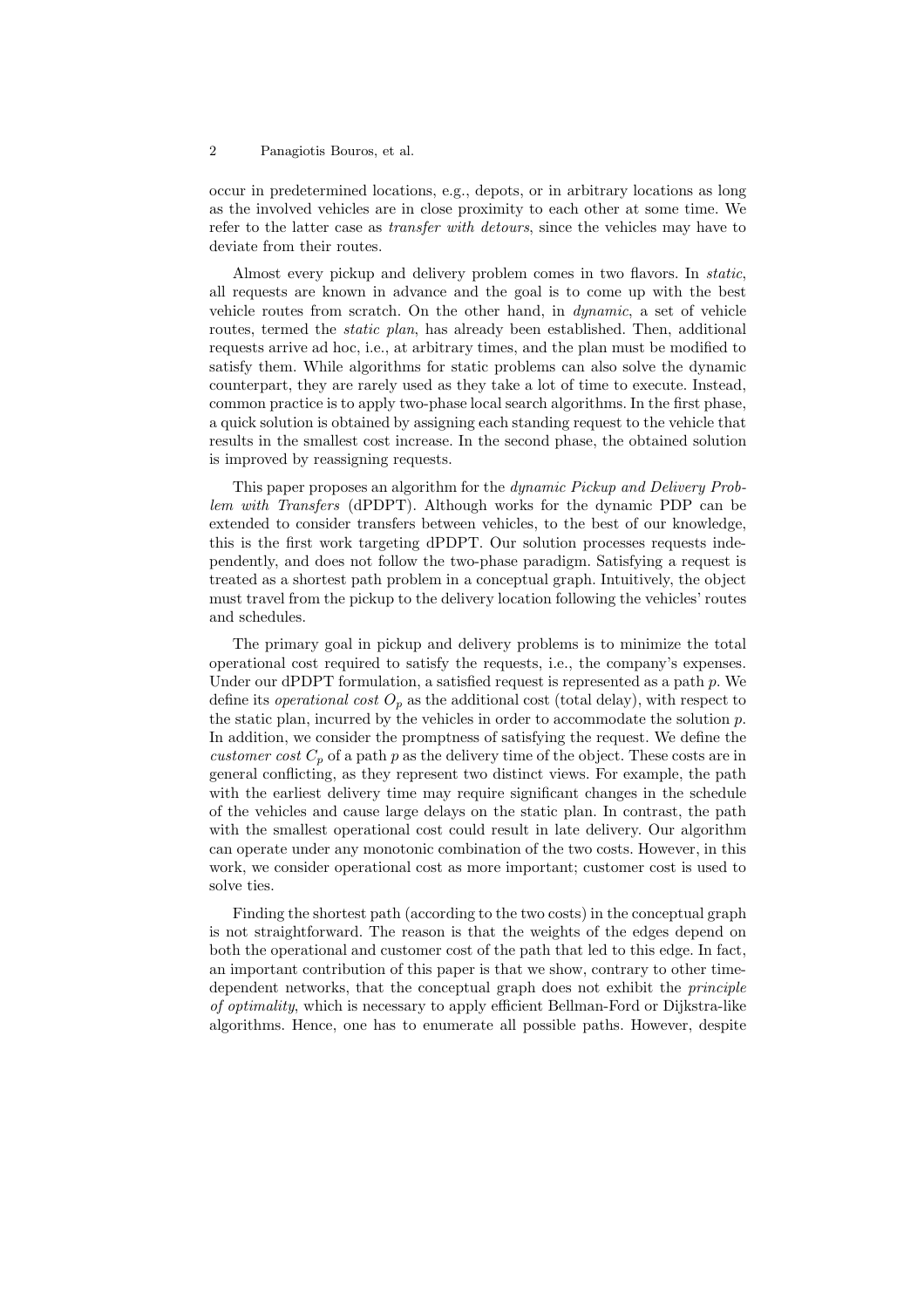occur in predetermined locations, e.g., depots, or in arbitrary locations as long as the involved vehicles are in close proximity to each other at some time. We refer to the latter case as *transfer with detours*, since the vehicles may have to deviate from their routes.

Almost every pickup and delivery problem comes in two flavors. In *static*, all requests are known in advance and the goal is to come up with the best vehicle routes from scratch. On the other hand, in *dynamic*, a set of vehicle routes, termed the *static plan*, has already been established. Then, additional requests arrive ad hoc, i.e., at arbitrary times, and the plan must be modified to satisfy them. While algorithms for static problems can also solve the dynamic counterpart, they are rarely used as they take a lot of time to execute. Instead, common practice is to apply two-phase local search algorithms. In the first phase, a quick solution is obtained by assigning each standing request to the vehicle that results in the smallest cost increase. In the second phase, the obtained solution is improved by reassigning requests.

This paper proposes an algorithm for the *dynamic Pickup and Delivery Problem with Transfers* (dPDPT). Although works for the dynamic PDP can be extended to consider transfers between vehicles, to the best of our knowledge, this is the first work targeting dPDPT. Our solution processes requests independently, and does not follow the two-phase paradigm. Satisfying a request is treated as a shortest path problem in a conceptual graph. Intuitively, the object must travel from the pickup to the delivery location following the vehicles' routes and schedules.

The primary goal in pickup and delivery problems is to minimize the total operational cost required to satisfy the requests, i.e., the company's expenses. Under our dPDPT formulation, a satisfied request is represented as a path $p$. We define its *operational cost* $O_p$ as the additional cost (total delay), with respect to the static plan, incurred by the vehicles in order to accommodate the solution $p$. In addition, we consider the promptness of satisfying the request. We define the *customer cost* $C_p$ of a path $p$ as the delivery time of the object. These costs are in general conflicting, as they represent two distinct views. For example, the path with the earliest delivery time may require significant changes in the schedule of the vehicles and cause large delays on the static plan. In contrast, the path with the smallest operational cost could result in late delivery. Our algorithm can operate under any monotonic combination of the two costs. However, in this work, we consider operational cost as more important; customer cost is used to solve ties.

Finding the shortest path (according to the two costs) in the conceptual graph is not straightforward. The reason is that the weights of the edges depend on both the operational and customer cost of the path that led to this edge. In fact, an important contribution of this paper is that we show, contrary to other time-dependent networks, that the conceptual graph does not exhibit the *principle of optimality*, which is necessary to apply efficient Bellman-Ford or Dijkstra-like algorithms. Hence, one has to enumerate all possible paths. However, despite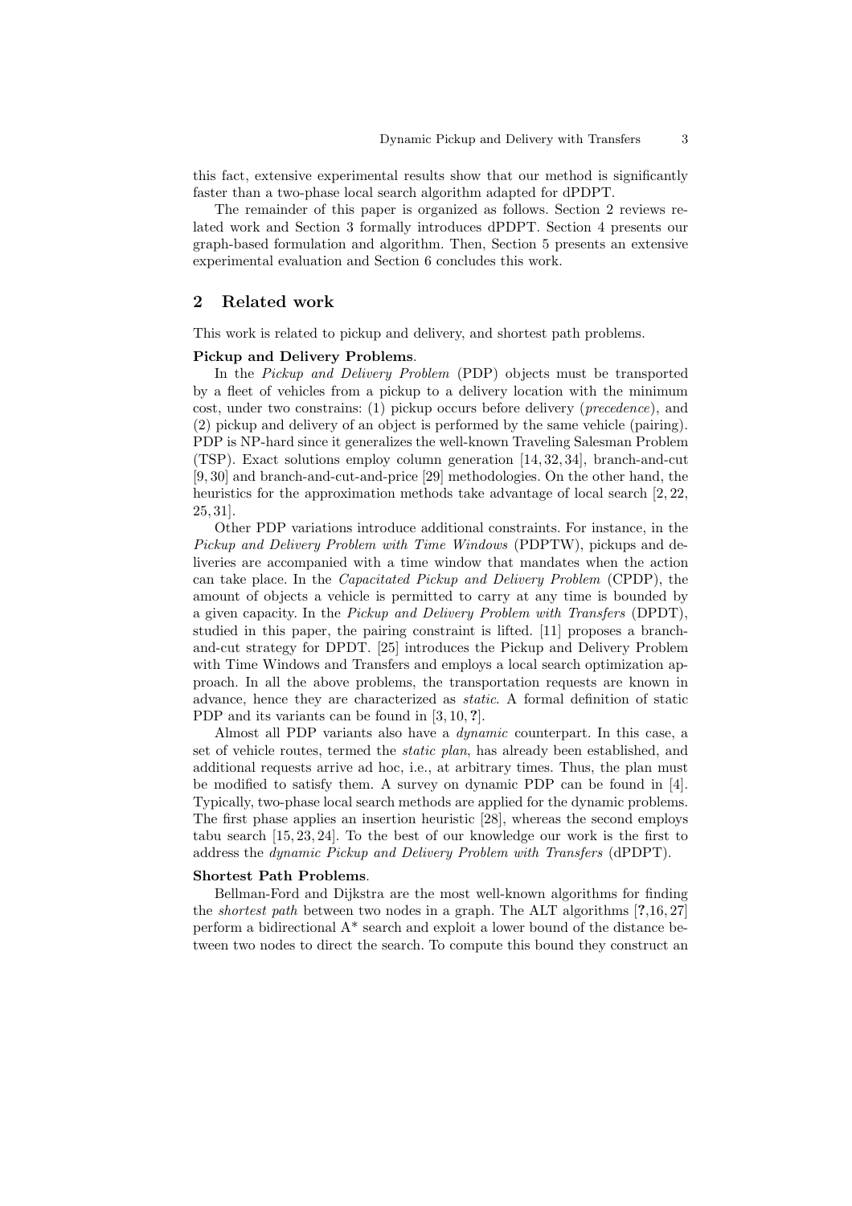this fact, extensive experimental results show that our method is significantly faster than a two-phase local search algorithm adapted for dPDPT.

The remainder of this paper is organized as follows. Section 2 reviews related work and Section 3 formally introduces dPDPT. Section 4 presents our graph-based formulation and algorithm. Then, Section 5 presents an extensive experimental evaluation and Section 6 concludes this work.

## 2 Related work

This work is related to pickup and delivery, and shortest path problems.

**Pickup and Delivery Problems**.

In the *Pickup and Delivery Problem* (PDP) objects must be transported by a fleet of vehicles from a pickup to a delivery location with the minimum cost, under two constrains: (1) pickup occurs before delivery (*precedence*), and (2) pickup and delivery of an object is performed by the same vehicle (pairing). PDP is NP-hard since it generalizes the well-known Traveling Salesman Problem (TSP). Exact solutions employ column generation [14, 32, 34], branch-and-cut [9, 30] and branch-and-cut-and-price [29] methodologies. On the other hand, the heuristics for the approximation methods take advantage of local search [2, 22, 25, 31].

Other PDP variations introduce additional constraints. For instance, in the *Pickup and Delivery Problem with Time Windows* (PDPTW), pickups and deliveries are accompanied with a time window that mandates when the action can take place. In the *Capacitated Pickup and Delivery Problem* (CPDP), the amount of objects a vehicle is permitted to carry at any time is bounded by a given capacity. In the *Pickup and Delivery Problem with Transfers* (DPDT), studied in this paper, the pairing constraint is lifted. [11] proposes a branch-and-cut strategy for DPDT. [25] introduces the Pickup and Delivery Problem with Time Windows and Transfers and employs a local search optimization approach. In all the above problems, the transportation requests are known in advance, hence they are characterized as *static*. A formal definition of static PDP and its variants can be found in [3, 10, **?**].

Almost all PDP variants also have a *dynamic* counterpart. In this case, a set of vehicle routes, termed the *static plan*, has already been established, and additional requests arrive ad hoc, i.e., at arbitrary times. Thus, the plan must be modified to satisfy them. A survey on dynamic PDP can be found in [4]. Typically, two-phase local search methods are applied for the dynamic problems. The first phase applies an insertion heuristic [28], whereas the second employs tabu search [15, 23, 24]. To the best of our knowledge our work is the first to address the *dynamic Pickup and Delivery Problem with Transfers* (dPDPT).

**Shortest Path Problems**.

Bellman-Ford and Dijkstra are the most well-known algorithms for finding the *shortest path* between two nodes in a graph. The ALT algorithms [**?**,16, 27] perform a bidirectional A* search and exploit a lower bound of the distance between two nodes to direct the search. To compute this bound they construct an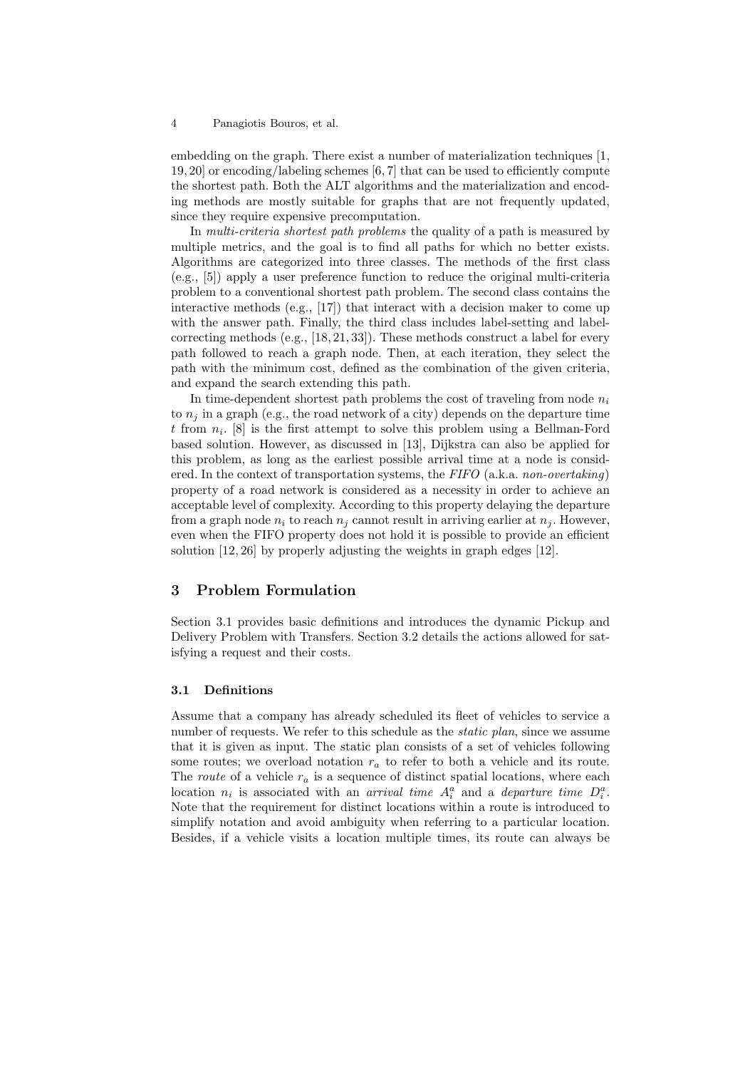embedding on the graph. There exist a number of materialization techniques [1, 19, 20] or encoding/labeling schemes [6, 7] that can be used to efficiently compute the shortest path. Both the ALT algorithms and the materialization and encoding methods are mostly suitable for graphs that are not frequently updated, since they require expensive precomputation.

In *multi-criteria shortest path problems* the quality of a path is measured by multiple metrics, and the goal is to find all paths for which no better exists. Algorithms are categorized into three classes. The methods of the first class (e.g., [5]) apply a user preference function to reduce the original multi-criteria problem to a conventional shortest path problem. The second class contains the interactive methods (e.g., [17]) that interact with a decision maker to come up with the answer path. Finally, the third class includes label-setting and label-correcting methods (e.g., [18, 21, 33]). These methods construct a label for every path followed to reach a graph node. Then, at each iteration, they select the path with the minimum cost, defined as the combination of the given criteria, and expand the search extending this path.

In time-dependent shortest path problems the cost of traveling from node $n_i$ to $n_j$ in a graph (e.g., the road network of a city) depends on the departure time $t$ from $n_i$. [8] is the first attempt to solve this problem using a Bellman-Ford based solution. However, as discussed in [13], Dijkstra can also be applied for this problem, as long as the earliest possible arrival time at a node is considered. In the context of transportation systems, the *FIFO* (a.k.a. *non-overtaking*) property of a road network is considered as a necessity in order to achieve an acceptable level of complexity. According to this property delaying the departure from a graph node $n_i$ to reach $n_j$ cannot result in arriving earlier at $n_j$. However, even when the FIFO property does not hold it is possible to provide an efficient solution [12, 26] by properly adjusting the weights in graph edges [12].

## 3 Problem Formulation

Section 3.1 provides basic definitions and introduces the dynamic Pickup and Delivery Problem with Transfers. Section 3.2 details the actions allowed for satisfying a request and their costs.

### 3.1 Definitions

Assume that a company has already scheduled its fleet of vehicles to service a number of requests. We refer to this schedule as the *static plan*, since we assume that it is given as input. The static plan consists of a set of vehicles following some routes; we overload notation $r_a$ to refer to both a vehicle and its route. The *route* of a vehicle $r_a$ is a sequence of distinct spatial locations, where each location $n_i$ is associated with an *arrival time* $A_i^a$ and a *departure time* $D_i^a$. Note that the requirement for distinct locations within a route is introduced to simplify notation and avoid ambiguity when referring to a particular location. Besides, if a vehicle visits a location multiple times, its route can always be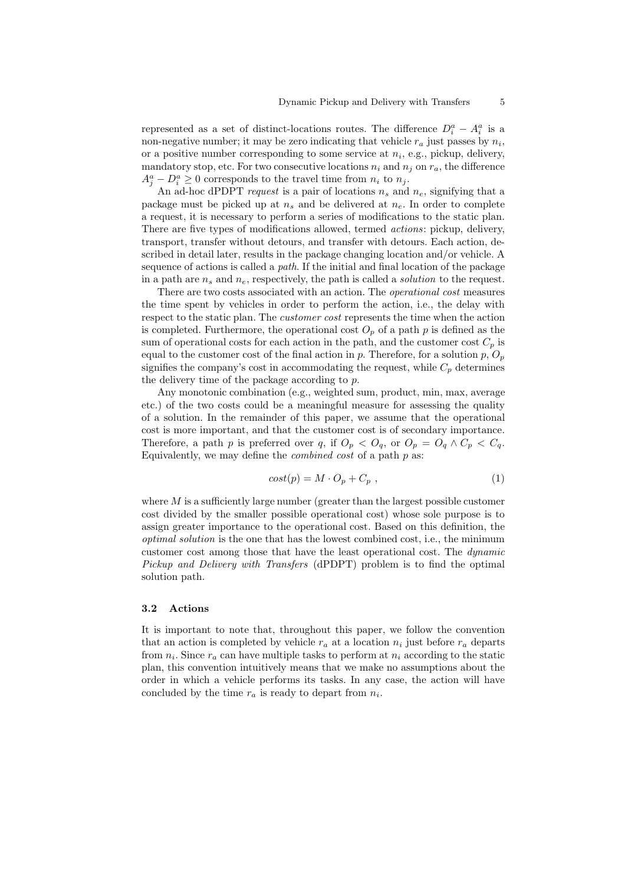represented as a set of distinct-locations routes. The difference $D_i^a - A_i^a$ is a non-negative number; it may be zero indicating that vehicle $r_a$ just passes by $n_i$, or a positive number corresponding to some service at $n_i$, e.g., pickup, delivery, mandatory stop, etc. For two consecutive locations $n_i$ and $n_j$ on $r_a$, the difference $A_j^a - D_i^a \geq 0$ corresponds to the travel time from $n_i$ to $n_j$.

An ad-hoc dPDPT *request* is a pair of locations $n_s$ and $n_e$, signifying that a package must be picked up at $n_s$ and be delivered at $n_e$. In order to complete a request, it is necessary to perform a series of modifications to the static plan. There are five types of modifications allowed, termed *actions*: pickup, delivery, transport, transfer without detours, and transfer with detours. Each action, described in detail later, results in the package changing location and/or vehicle. A sequence of actions is called a *path*. If the initial and final location of the package in a path are $n_s$ and $n_e$, respectively, the path is called a *solution* to the request.

There are two costs associated with an action. The *operational cost* measures the time spent by vehicles in order to perform the action, i.e., the delay with respect to the static plan. The *customer cost* represents the time when the action is completed. Furthermore, the operational cost $O_p$ of a path $p$ is defined as the sum of operational costs for each action in the path, and the customer cost $C_p$ is equal to the customer cost of the final action in $p$. Therefore, for a solution $p$, $O_p$ signifies the company's cost in accommodating the request, while $C_p$ determines the delivery time of the package according to $p$.

Any monotonic combination (e.g., weighted sum, product, min, max, average etc.) of the two costs could be a meaningful measure for assessing the quality of a solution. In the remainder of this paper, we assume that the operational cost is more important, and that the customer cost is of secondary importance. Therefore, a path $p$ is preferred over $q$, if $O_p < O_q$, or $O_p = O_q \wedge C_p < C_q$. Equivalently, we may define the *combined cost* of a path $p$ as:

$$cost(p) = M \cdot O_p + C_p \ , \tag{1}$$

where $M$ is a sufficiently large number (greater than the largest possible customer cost divided by the smaller possible operational cost) whose sole purpose is to assign greater importance to the operational cost. Based on this definition, the *optimal solution* is the one that has the lowest combined cost, i.e., the minimum customer cost among those that have the least operational cost. The *dynamic Pickup and Delivery with Transfers* (dPDPT) problem is to find the optimal solution path.

### 3.2 Actions

It is important to note that, throughout this paper, we follow the convention that an action is completed by vehicle $r_a$ at a location $n_i$ just before $r_a$ departs from $n_i$. Since $r_a$ can have multiple tasks to perform at $n_i$ according to the static plan, this convention intuitively means that we make no assumptions about the order in which a vehicle performs its tasks. In any case, the action will have concluded by the time $r_a$ is ready to depart from $n_i$.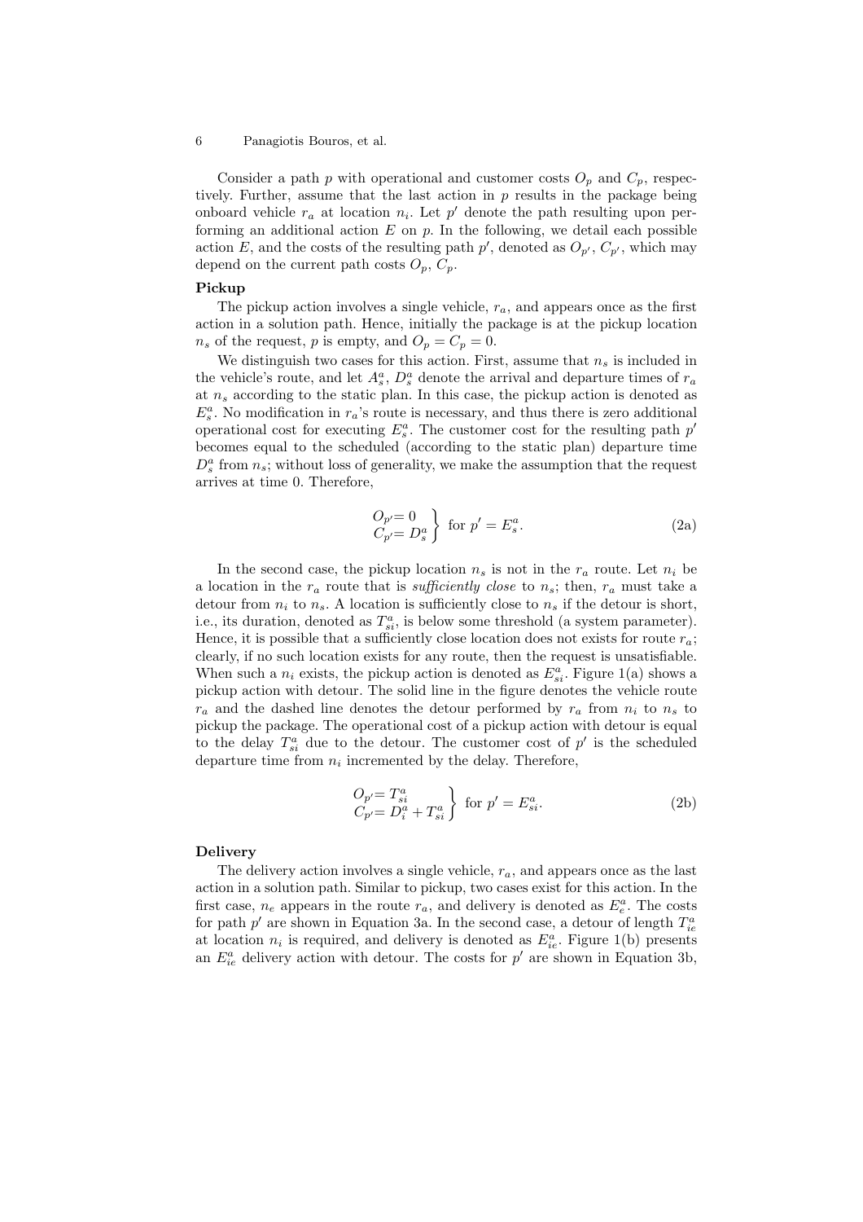Consider a path $p$ with operational and customer costs $O_p$ and $C_p$, respectively. Further, assume that the last action in $p$ results in the package being onboard vehicle $r_a$ at location $n_i$. Let $p'$ denote the path resulting upon performing an additional action $E$ on $p$. In the following, we detail each possible action $E$, and the costs of the resulting path $p'$, denoted as $O_{p'}$, $C_{p'}$, which may depend on the current path costs $O_p$, $C_p$.

**Pickup**

The pickup action involves a single vehicle, $r_a$, and appears once as the first action in a solution path. Hence, initially the package is at the pickup location $n_s$ of the request, $p$ is empty, and $O_p = C_p = 0$.

We distinguish two cases for this action. First, assume that $n_s$ is included in the vehicle's route, and let $A_s^a$, $D_s^a$ denote the arrival and departure times of $r_a$ at $n_s$ according to the static plan. In this case, the pickup action is denoted as $E_s^a$. No modification in $r_a$'s route is necessary, and thus there is zero additional operational cost for executing $E_s^a$. The customer cost for the resulting path $p'$ becomes equal to the scheduled (according to the static plan) departure time $D_s^a$ from $n_s$; without loss of generality, we make the assumption that the request arrives at time 0. Therefore,

$$\left.\begin{array}{l} O_{p'} = 0 \\ C_{p'} = D_s^a \end{array}\right\} \text{ for } p' = E_s^a. \tag{2a}$$

In the second case, the pickup location $n_s$ is not in the $r_a$ route. Let $n_i$ be a location in the $r_a$ route that is *sufficiently close* to $n_s$; then, $r_a$ must take a detour from $n_i$ to $n_s$. A location is sufficiently close to $n_s$ if the detour is short, i.e., its duration, denoted as $T_{si}^a$, is below some threshold (a system parameter). Hence, it is possible that a sufficiently close location does not exists for route $r_a$; clearly, if no such location exists for any route, then the request is unsatisfiable. When such a $n_i$ exists, the pickup action is denoted as $E_{si}^a$. Figure 1(a) shows a pickup action with detour. The solid line in the figure denotes the vehicle route $r_a$ and the dashed line denotes the detour performed by $r_a$ from $n_i$ to $n_s$ to pickup the package. The operational cost of a pickup action with detour is equal to the delay $T_{si}^a$ due to the detour. The customer cost of $p'$ is the scheduled departure time from $n_i$ incremented by the delay. Therefore,

$$\left.\begin{array}{l} O_{p'} = T_{si}^a \\ C_{p'} = D_i^a + T_{si}^a \end{array}\right\} \text{ for } p' = E_{si}^a. \tag{2b}$$

**Delivery**

The delivery action involves a single vehicle, $r_a$, and appears once as the last action in a solution path. Similar to pickup, two cases exist for this action. In the first case, $n_e$ appears in the route $r_a$, and delivery is denoted as $E_e^a$. The costs for path $p'$ are shown in Equation 3a. In the second case, a detour of length $T_{ie}^a$ at location $n_i$ is required, and delivery is denoted as $E_{ie}^a$. Figure 1(b) presents an $E_{ie}^a$ delivery action with detour. The costs for $p'$ are shown in Equation 3b,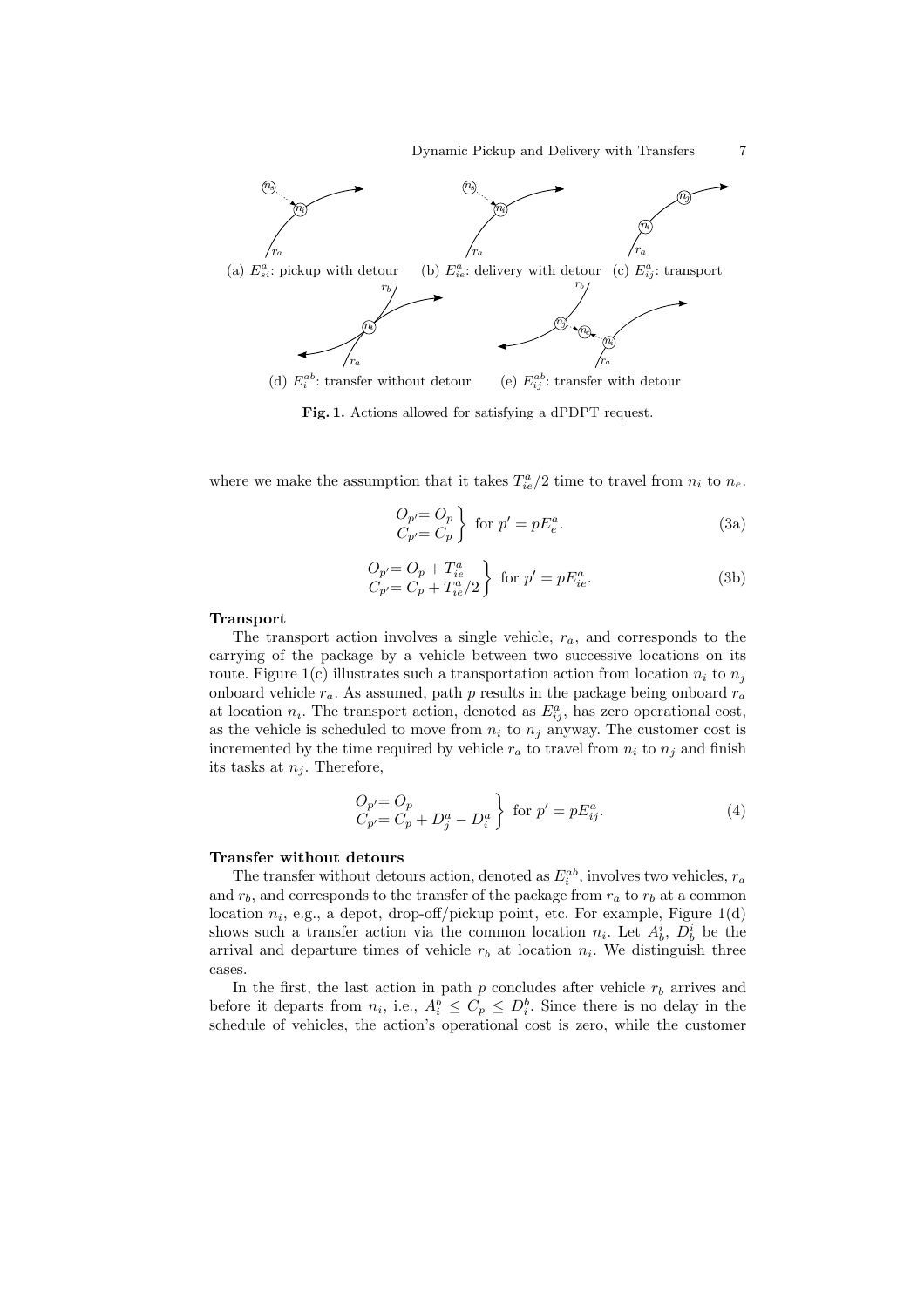(a) $E^a_{si}$: pickup with detour (b) $E^a_{ie}$: delivery with detour (c) $E^a_{ij}$: transport

(d) $E^{ab}_i$: transfer without detour (e) $E^{ab}_{ij}$: transfer with detour

**Fig. 1.** Actions allowed for satisfying a dPDPT request.

where we make the assumption that it takes $T^a_{ie}/2$ time to travel from $n_i$ to $n_e$.

$$\left.\begin{array}{l} O_{p'} = O_p \\ C_{p'} = C_p \end{array}\right\} \text{ for } p' = pE^a_e. \tag{3a}$$

$$\left.\begin{array}{l} O_{p'} = O_p + T^a_{ie} \\ C_{p'} = C_p + T^a_{ie}/2 \end{array}\right\} \text{ for } p' = pE^a_{ie}. \tag{3b}$$

**Transport**

The transport action involves a single vehicle, $r_a$, and corresponds to the carrying of the package by a vehicle between two successive locations on its route. Figure 1(c) illustrates such a transportation action from location $n_i$ to $n_j$ onboard vehicle $r_a$. As assumed, path $p$ results in the package being onboard $r_a$ at location $n_i$. The transport action, denoted as $E^a_{ij}$, has zero operational cost, as the vehicle is scheduled to move from $n_i$ to $n_j$ anyway. The customer cost is incremented by the time required by vehicle $r_a$ to travel from $n_i$ to $n_j$ and finish its tasks at $n_j$. Therefore,

$$\left.\begin{array}{l} O_{p'} = O_p \\ C_{p'} = C_p + D^a_j - D^a_i \end{array}\right\} \text{ for } p' = pE^a_{ij}. \tag{4}$$

**Transfer without detours**

The transfer without detours action, denoted as $E^{ab}_i$, involves two vehicles, $r_a$ and $r_b$, and corresponds to the transfer of the package from $r_a$ to $r_b$ at a common location $n_i$, e.g., a depot, drop-off/pickup point, etc. For example, Figure 1(d) shows such a transfer action via the common location $n_i$. Let $A^i_b$, $D^i_b$ be the arrival and departure times of vehicle $r_b$ at location $n_i$. We distinguish three cases.

In the first, the last action in path $p$ concludes after vehicle $r_b$ arrives and before it departs from $n_i$, i.e., $A^b_i \le C_p \le D^b_i$. Since there is no delay in the schedule of vehicles, the action's operational cost is zero, while the customer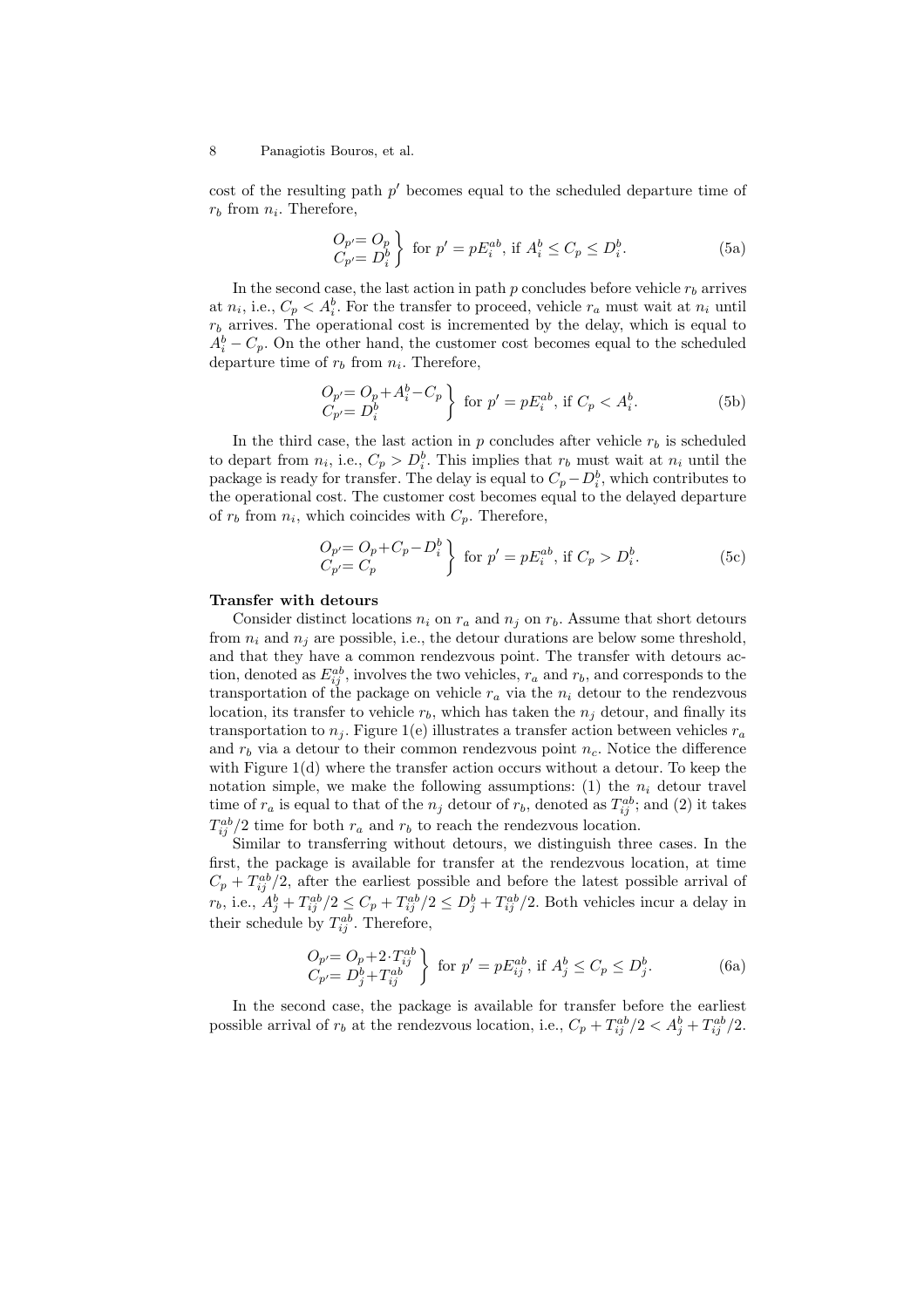cost of the resulting path $p'$ becomes equal to the scheduled departure time of $r_b$ from $n_i$. Therefore,

$$\left.\begin{aligned} O_{p'} &= O_p \\ C_{p'} &= D_i^b \end{aligned}\right\} \text{ for } p' = pE_i^{ab}, \text{ if } A_i^b \le C_p \le D_i^b. \tag{5a}$$

In the second case, the last action in path $p$ concludes before vehicle $r_b$ arrives at $n_i$, i.e., $C_p < A_i^b$. For the transfer to proceed, vehicle $r_a$ must wait at $n_i$ until $r_b$ arrives. The operational cost is incremented by the delay, which is equal to $A_i^b - C_p$. On the other hand, the customer cost becomes equal to the scheduled departure time of $r_b$ from $n_i$. Therefore,

$$\left.\begin{aligned} O_{p'} &= O_p + A_i^b - C_p \\ C_{p'} &= D_i^b \end{aligned}\right\} \text{ for } p' = pE_i^{ab}, \text{ if } C_p < A_i^b. \tag{5b}$$

In the third case, the last action in $p$ concludes after vehicle $r_b$ is scheduled to depart from $n_i$, i.e., $C_p > D_i^b$. This implies that $r_b$ must wait at $n_i$ until the package is ready for transfer. The delay is equal to $C_p - D_i^b$, which contributes to the operational cost. The customer cost becomes equal to the delayed departure of $r_b$ from $n_i$, which coincides with $C_p$. Therefore,

$$\left.\begin{aligned} O_{p'} &= O_p + C_p - D_i^b \\ C_{p'} &= C_p \end{aligned}\right\} \text{ for } p' = pE_i^{ab}, \text{ if } C_p > D_i^b. \tag{5c}$$

**Transfer with detours**

Consider distinct locations $n_i$ on $r_a$ and $n_j$ on $r_b$. Assume that short detours from $n_i$ and $n_j$ are possible, i.e., the detour durations are below some threshold, and that they have a common rendezvous point. The transfer with detours action, denoted as $E_{ij}^{ab}$, involves the two vehicles, $r_a$ and $r_b$, and corresponds to the transportation of the package on vehicle $r_a$ via the $n_i$ detour to the rendezvous location, its transfer to vehicle $r_b$, which has taken the $n_j$ detour, and finally its transportation to $n_j$. Figure 1(e) illustrates a transfer action between vehicles $r_a$ and $r_b$ via a detour to their common rendezvous point $n_c$. Notice the difference with Figure 1(d) where the transfer action occurs without a detour. To keep the notation simple, we make the following assumptions: (1) the $n_i$ detour travel time of $r_a$ is equal to that of the $n_j$ detour of $r_b$, denoted as $T_{ij}^{ab}$; and (2) it takes $T_{ij}^{ab}/2$ time for both $r_a$ and $r_b$ to reach the rendezvous location.

Similar to transferring without detours, we distinguish three cases. In the first, the package is available for transfer at the rendezvous location, at time $C_p + T_{ij}^{ab}/2$, after the earliest possible and before the latest possible arrival of $r_b$, i.e., $A_j^b + T_{ij}^{ab}/2 \le C_p + T_{ij}^{ab}/2 \le D_j^b + T_{ij}^{ab}/2$. Both vehicles incur a delay in their schedule by $T_{ij}^{ab}$. Therefore,

$$\left.\begin{aligned} O_{p'} &= O_p + 2 \cdot T_{ij}^{ab} \\ C_{p'} &= D_j^b + T_{ij}^{ab} \end{aligned}\right\} \text{ for } p' = pE_{ij}^{ab}, \text{ if } A_j^b \le C_p \le D_j^b. \tag{6a}$$

In the second case, the package is available for transfer before the earliest possible arrival of $r_b$ at the rendezvous location, i.e., $C_p + T_{ij}^{ab}/2 < A_j^b + T_{ij}^{ab}/2$.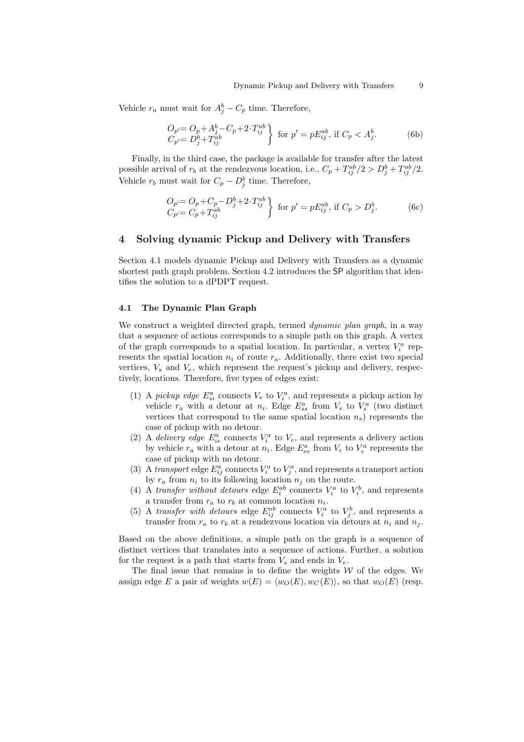Vehicle $r_a$ must wait for $A^b_j - C_p$ time. Therefore,

$$\left.\begin{array}{l} O_{p'} = O_p + A^b_j - C_p + 2 \cdot T^{ab}_{ij} \\ C_{p'} = D^b_j + T^{ab}_{ij} \end{array}\right\} \text{ for } p' = pE^{ab}_{ij}, \text{ if } C_p < A^b_j. \tag{6b}$$

Finally, in the third case, the package is available for transfer after the latest possible arrival of $r_b$ at the rendezvous location, i.e., $C_p + T^{ab}_{ij}/2 > D^b_j + T^{ab}_{ij}/2$. Vehicle $r_b$ must wait for $C_p - D^b_j$ time. Therefore,

$$\left.\begin{array}{l} O_{p'} = O_p + C_p - D^b_j + 2 \cdot T^{ab}_{ij} \\ C_{p'} = C_p + T^{ab}_{ij} \end{array}\right\} \text{ for } p' = pE^{ab}_{ij}, \text{ if } C_p > D^b_j. \tag{6c}$$

## 4 Solving dynamic Pickup and Delivery with Transfers

Section 4.1 models dynamic Pickup and Delivery with Transfers as a dynamic shortest path graph problem. Section 4.2 introduces the SP algorithm that identifies the solution to a dPDPT request.

### 4.1 The Dynamic Plan Graph

We construct a weighted directed graph, termed *dynamic plan graph*, in a way that a sequence of actions corresponds to a simple path on this graph. A vertex of the graph corresponds to a spatial location. In particular, a vertex $V^a_i$ represents the spatial location $n_i$ of route $r_a$. Additionally, there exist two special vertices, $V_s$ and $V_e$, which represent the request's pickup and delivery, respectively, locations. Therefore, five types of edges exist:

1. A *pickup edge* $E^a_{si}$ connects $V_s$ to $V^a_i$, and represents a pickup action by vehicle $r_a$ with a detour at $n_i$. Edge $E^a_{ss}$ from $V_s$ to $V^a_s$ (two distinct vertices that correspond to the same spatial location $n_s$) represents the case of pickup with no detour.
2. A *delivery edge* $E^a_{ie}$ connects $V^a_i$ to $V_e$, and represents a delivery action by vehicle $r_a$ with a detour at $n_i$. Edge $E^a_{ee}$ from $V_e$ to $V^a_e$ represents the case of pickup with no detour.
3. A *transport* edge $E^a_{ij}$ connects $V^a_i$ to $V^a_j$, and represents a transport action by $r_a$ from $n_i$ to its following location $n_j$ on the route.
4. A *transfer without detours* edge $E^{ab}_i$ connects $V^a_i$ to $V^b_i$, and represents a transfer from $r_a$ to $r_b$ at common location $n_i$.
5. A *transfer with detours* edge $E^{ab}_{ij}$ connects $V^a_i$ to $V^b_j$, and represents a transfer from $r_a$ to $r_b$ at a rendezvous location via detours at $n_i$ and $n_j$.

Based on the above definitions, a simple path on the graph is a sequence of distinct vertices that translates into a sequence of actions. Further, a solution for the request is a path that starts from $V_s$ and ends in $V_e$.

The final issue that remains is to define the weights $\mathcal{W}$ of the edges. We assign edge $E$ a pair of weights $w(E) = \langle w_O(E), w_C(E) \rangle$, so that $w_O(E)$ (resp.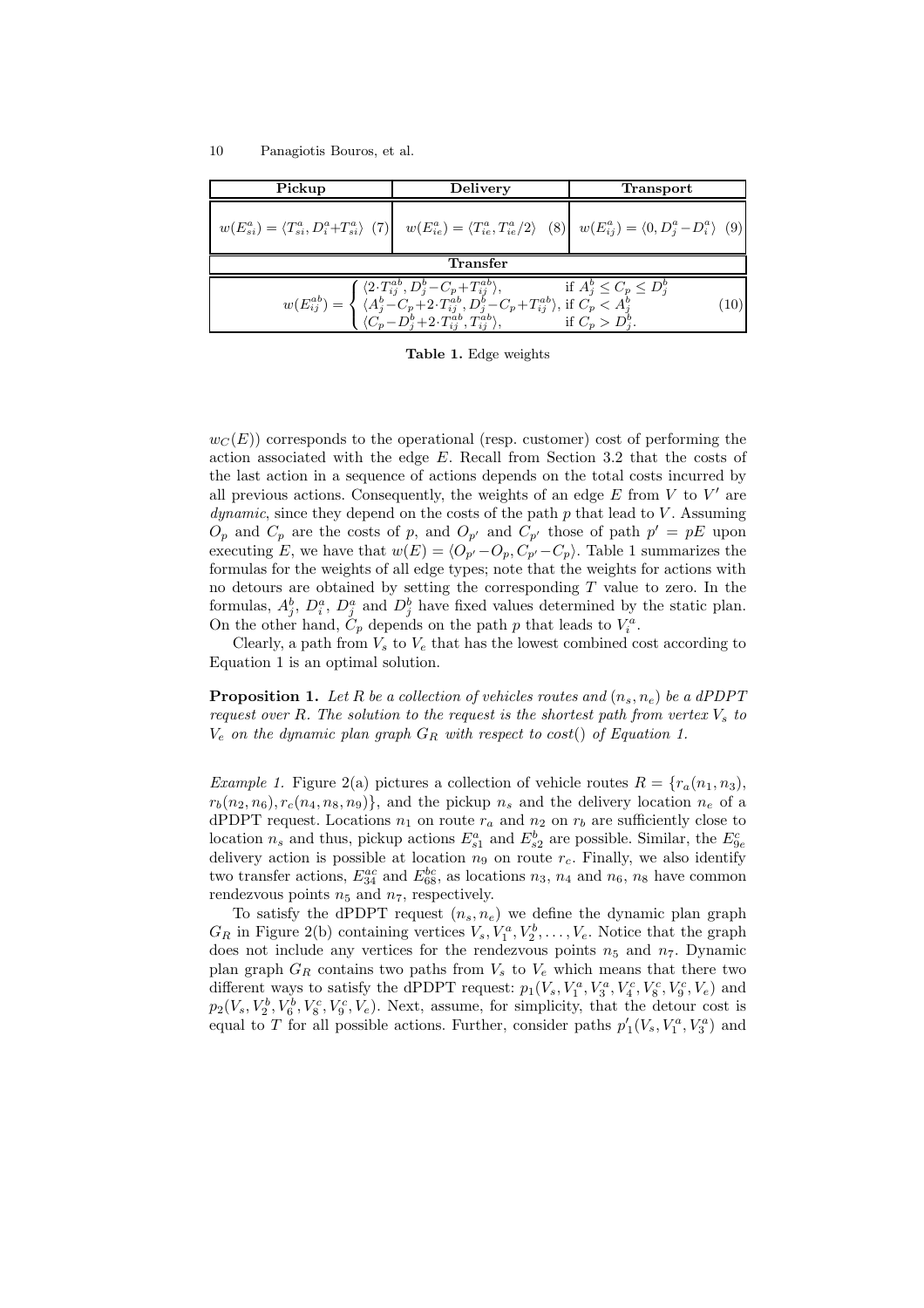| Pickup | Delivery | Transport |
|---|---|---|
| $w(E^a_{si}) = \langle T^a_{si}, D^a_i + T^a_{si} \rangle$ (7) | $w(E^a_{ie}) = \langle T^a_{ie}, T^a_{ie}/2 \rangle$ (8) | $w(E^a_{ij}) = \langle 0, D^a_j - D^a_i \rangle$ (9) |

**Transfer**

$$w(E^{ab}_{ij}) = \begin{cases} \langle 2 \cdot T^{ab}_{ij}, D^b_j - C_p + T^{ab}_{ij} \rangle, & \text{if } A^b_j \leq C_p \leq D^b_j \\ \langle A^b_j - C_p + 2 \cdot T^{ab}_{ij}, D^b_j - C_p + T^{ab}_{ij} \rangle, & \text{if } C_p < A^b_j \\ \langle C_p - D^b_j + 2 \cdot T^{ab}_{ij}, T^{ab}_{ij} \rangle, & \text{if } C_p > D^b_j. \end{cases} \quad (10)$$

**Table 1.** Edge weights

$w_C(E)$) corresponds to the operational (resp. customer) cost of performing the action associated with the edge $E$. Recall from Section 3.2 that the costs of the last action in a sequence of actions depends on the total costs incurred by all previous actions. Consequently, the weights of an edge $E$ from $V$ to $V'$ are *dynamic*, since they depend on the costs of the path $p$ that lead to $V$. Assuming $O_p$ and $C_p$ are the costs of $p$, and $O_{p'}$ and $C_{p'}$ those of path $p' = pE$ upon executing $E$, we have that $w(E) = \langle O_{p'} - O_p, C_{p'} - C_p \rangle$. Table 1 summarizes the formulas for the weights of all edge types; note that the weights for actions with no detours are obtained by setting the corresponding $T$ value to zero. In the formulas, $A^b_j$, $D^a_i$, $D^a_j$ and $D^b_j$ have fixed values determined by the static plan. On the other hand, $C_p$ depends on the path $p$ that leads to $V^a_i$.

Clearly, a path from $V_s$ to $V_e$ that has the lowest combined cost according to Equation 1 is an optimal solution.

**Proposition 1.** *Let $R$ be a collection of vehicles routes and $(n_s, n_e)$ be a dPDPT request over $R$. The solution to the request is the shortest path from vertex $V_s$ to $V_e$ on the dynamic plan graph $G_R$ with respect to cost() of Equation 1.*

*Example 1.* Figure 2(a) pictures a collection of vehicle routes $R = \{r_a(n_1, n_3), r_b(n_2, n_6), r_c(n_4, n_8, n_9)\}$, and the pickup $n_s$ and the delivery location $n_e$ of a dPDPT request. Locations $n_1$ on route $r_a$ and $n_2$ on $r_b$ are sufficiently close to location $n_s$ and thus, pickup actions $E^a_{s1}$ and $E^b_{s2}$ are possible. Similar, the $E^c_{9e}$ delivery action is possible at location $n_9$ on route $r_c$. Finally, we also identify two transfer actions, $E^{ac}_{34}$ and $E^{bc}_{68}$, as locations $n_3$, $n_4$ and $n_6$, $n_8$ have common rendezvous points $n_5$ and $n_7$, respectively.

To satisfy the dPDPT request $(n_s, n_e)$ we define the dynamic plan graph $G_R$ in Figure 2(b) containing vertices $V_s, V^a_1, V^b_2, \ldots, V_e$. Notice that the graph does not include any vertices for the rendezvous points $n_5$ and $n_7$. Dynamic plan graph $G_R$ contains two paths from $V_s$ to $V_e$ which means that there two different ways to satisfy the dPDPT request: $p_1(V_s, V^a_1, V^a_3, V^c_4, V^c_8, V^c_9, V_e)$ and $p_2(V_s, V^b_2, V^b_6, V^c_8, V^c_9, V_e)$. Next, assume, for simplicity, that the detour cost is equal to $T$ for all possible actions. Further, consider paths $p'_1(V_s, V^a_1, V^a_3)$ and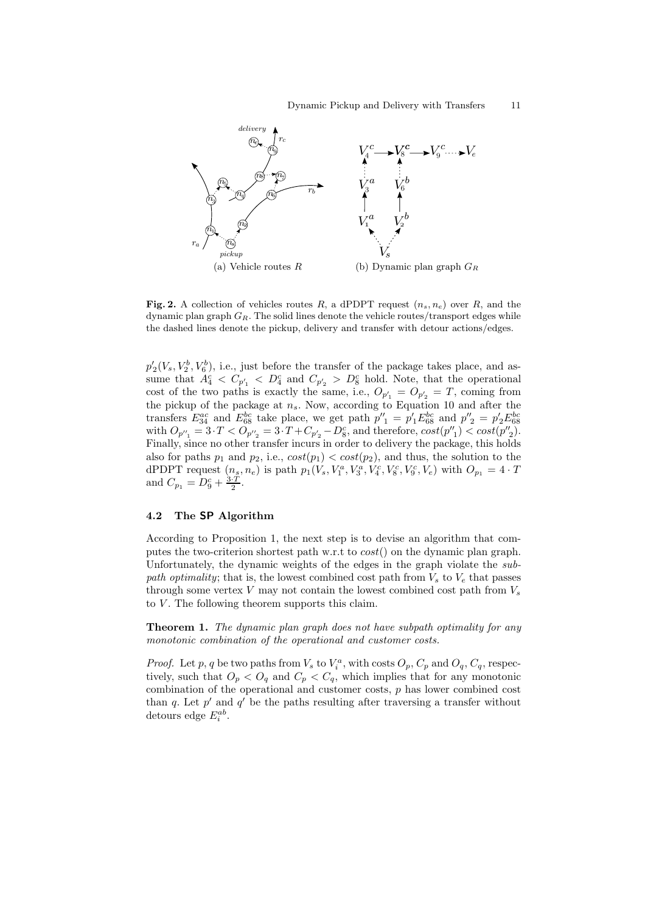(a) Vehicle routes $R$

(b) Dynamic plan graph $G_R$

**Fig. 2.** A collection of vehicles routes $R$, a dPDPT request $(n_s, n_e)$ over $R$, and the dynamic plan graph $G_R$. The solid lines denote the vehicle routes/transport edges while the dashed lines denote the pickup, delivery and transfer with detour actions/edges.

$p'_2(V_s, V^b_2, V^b_6)$, i.e., just before the transfer of the package takes place, and assume that $A^c_4 < C_{p'_1} < D^c_4$ and $C_{p'_2} > D^c_8$ hold. Note, that the operational cost of the two paths is exactly the same, i.e., $O_{p'_1} = O_{p'_2} = T$, coming from the pickup of the package at $n_s$. Now, according to Equation 10 and after the transfers $E^{ac}_{34}$ and $E^{bc}_{68}$ take place, we get path $p''_1 = p'_1 E^{bc}_{68}$ and $p''_2 = p'_2 E^{bc}_{68}$ with $O_{p''_1} = 3 \cdot T < O_{p''_2} = 3 \cdot T + C_{p'_2} - D^c_8$, and therefore, $cost(p''_1) < cost(p''_2)$. Finally, since no other transfer incurs in order to delivery the package, this holds also for paths $p_1$ and $p_2$, i.e., $cost(p_1) < cost(p_2)$, and thus, the solution to the dPDPT request $(n_s, n_e)$ is path $p_1(V_s, V^a_1, V^a_3, V^c_4, V^c_8, V^c_9, V_e)$ with $O_{p_1} = 4 \cdot T$ and $C_{p_1} = D^c_9 + \frac{3 \cdot T}{2}$.

### 4.2 The SP Algorithm

According to Proposition 1, the next step is to devise an algorithm that computes the two-criterion shortest path w.r.t to $cost()$ on the dynamic plan graph. Unfortunately, the dynamic weights of the edges in the graph violate the *subpath optimality*; that is, the lowest combined cost path from $V_s$ to $V_e$ that passes through some vertex $V$ may not contain the lowest combined cost path from $V_s$ to $V$. The following theorem supports this claim.

**Theorem 1.** *The dynamic plan graph does not have subpath optimality for any monotonic combination of the operational and customer costs.*

*Proof.* Let $p, q$ be two paths from $V_s$ to $V^a_i$, with costs $O_p, C_p$ and $O_q, C_q$, respectively, such that $O_p < O_q$ and $C_p < C_q$, which implies that for any monotonic combination of the operational and customer costs, $p$ has lower combined cost than $q$. Let $p'$ and $q'$ be the paths resulting after traversing a transfer without detours edge $E^{ab}_i$.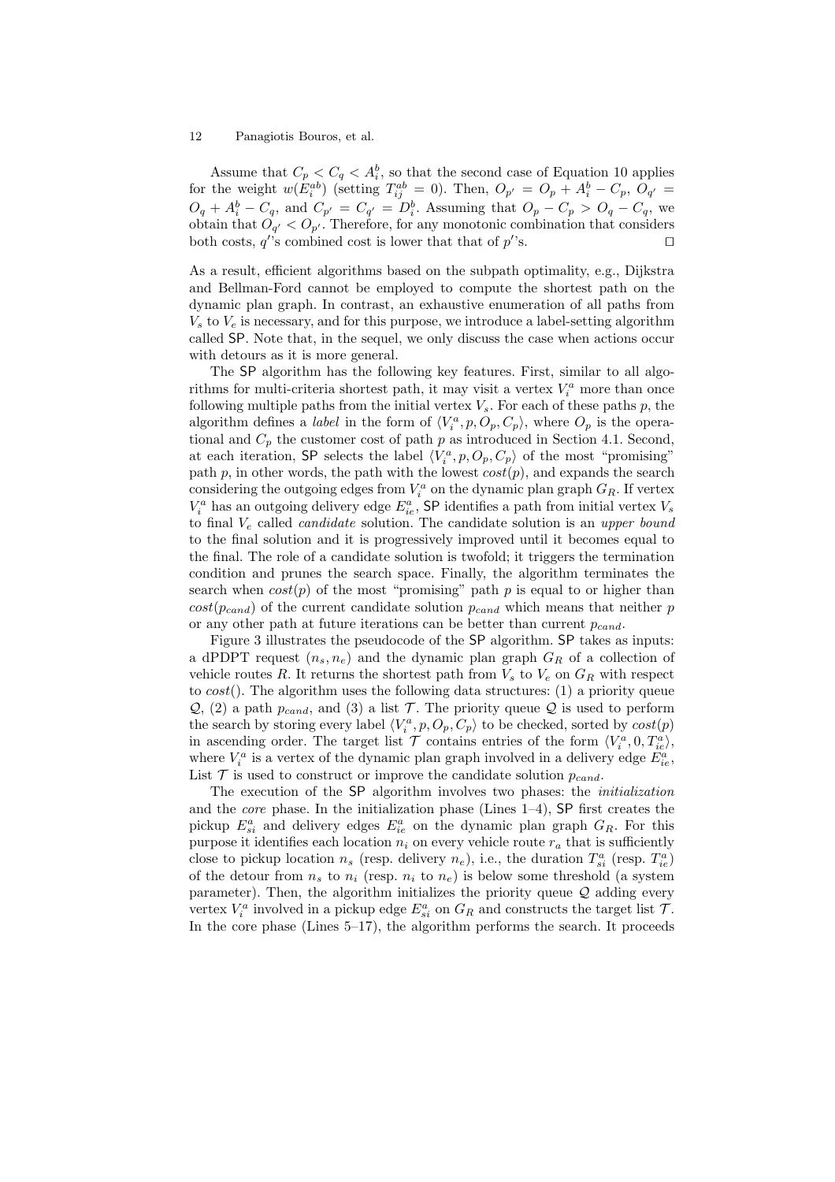Assume that $C_p < C_q < A_i^b$, so that the second case of Equation 10 applies for the weight $w(E_i^{ab})$ (setting $T_{ij}^{ab} = 0$). Then, $O_{p'} = O_p + A_i^b - C_p$, $O_{q'} = O_q + A_i^b - C_q$, and $C_{p'} = C_{q'} = D_i^b$. Assuming that $O_p - C_p > O_q - C_q$, we obtain that $O_{q'} < O_{p'}$. Therefore, for any monotonic combination that considers both costs, $q'$'s combined cost is lower that that of $p'$'s. ⊓⊔

As a result, efficient algorithms based on the subpath optimality, e.g., Dijkstra and Bellman-Ford cannot be employed to compute the shortest path on the dynamic plan graph. In contrast, an exhaustive enumeration of all paths from $V_s$ to $V_e$ is necessary, and for this purpose, we introduce a label-setting algorithm called SP. Note that, in the sequel, we only discuss the case when actions occur with detours as it is more general.

The SP algorithm has the following key features. First, similar to all algorithms for multi-criteria shortest path, it may visit a vertex $V_i^a$ more than once following multiple paths from the initial vertex $V_s$. For each of these paths $p$, the algorithm defines a *label* in the form of $\langle V_i^a, p, O_p, C_p \rangle$, where $O_p$ is the operational and $C_p$ the customer cost of path $p$ as introduced in Section 4.1. Second, at each iteration, SP selects the label $\langle V_i^a, p, O_p, C_p \rangle$ of the most "promising" path $p$, in other words, the path with the lowest $cost(p)$, and expands the search considering the outgoing edges from $V_i^a$ on the dynamic plan graph $G_R$. If vertex $V_i^a$ has an outgoing delivery edge $E_{ie}^a$, SP identifies a path from initial vertex $V_s$ to final $V_e$ called *candidate* solution. The candidate solution is an *upper bound* to the final solution and it is progressively improved until it becomes equal to the final. The role of a candidate solution is twofold; it triggers the termination condition and prunes the search space. Finally, the algorithm terminates the search when $cost(p)$ of the most "promising" path $p$ is equal to or higher than $cost(p_{cand})$ of the current candidate solution $p_{cand}$ which means that neither $p$ or any other path at future iterations can be better than current $p_{cand}$.

Figure 3 illustrates the pseudocode of the SP algorithm. SP takes as inputs: a dPDPT request $(n_s, n_e)$ and the dynamic plan graph $G_R$ of a collection of vehicle routes $R$. It returns the shortest path from $V_s$ to $V_e$ on $G_R$ with respect to $cost()$. The algorithm uses the following data structures: (1) a priority queue $\mathcal{Q}$, (2) a path $p_{cand}$, and (3) a list $\mathcal{T}$. The priority queue $\mathcal{Q}$ is used to perform the search by storing every label $\langle V_i^a, p, O_p, C_p \rangle$ to be checked, sorted by $cost(p)$ in ascending order. The target list $\mathcal{T}$ contains entries of the form $\langle V_i^a, 0, T_{ie}^a \rangle$, where $V_i^a$ is a vertex of the dynamic plan graph involved in a delivery edge $E_{ie}^a$. List $\mathcal{T}$ is used to construct or improve the candidate solution $p_{cand}$.

The execution of the SP algorithm involves two phases: the *initialization* and the *core* phase. In the initialization phase (Lines 1–4), SP first creates the pickup $E_{si}^a$ and delivery edges $E_{ie}^a$ on the dynamic plan graph $G_R$. For this purpose it identifies each location $n_i$ on every vehicle route $r_a$ that is sufficiently close to pickup location $n_s$ (resp. delivery $n_e$), i.e., the duration $T_{si}^a$ (resp. $T_{ie}^a$) of the detour from $n_s$ to $n_i$ (resp. $n_i$ to $n_e$) is below some threshold (a system parameter). Then, the algorithm initializes the priority queue $\mathcal{Q}$ adding every vertex $V_i^a$ involved in a pickup edge $E_{si}^a$ on $G_R$ and constructs the target list $\mathcal{T}$. In the core phase (Lines 5–17), the algorithm performs the search. It proceeds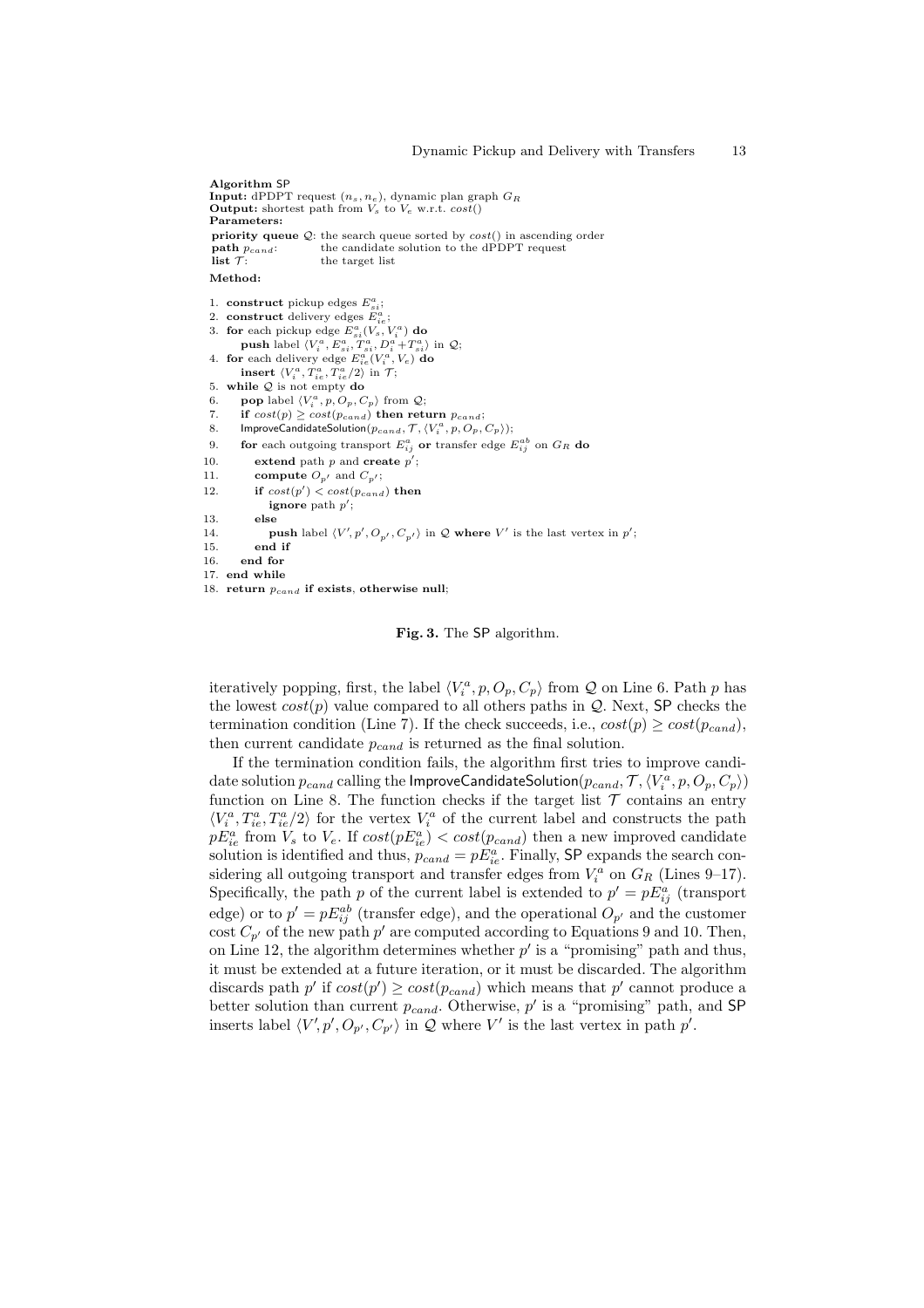```
Algorithm SP
Input: dPDPT request (n_s, n_e), dynamic plan graph G_R
Output: shortest path from V_s to V_e w.r.t. cost()
Parameters:
priority queue Q: the search queue sorted by cost() in ascending order
path p_cand:      the candidate solution to the dPDPT request
list T:           the target list
Method:

1.  construct pickup edges E^a_si;
2.  construct delivery edges E^a_ie;
3.  for each pickup edge E^a_si(V_s, V^a_i) do
        push label ⟨V^a_i, E^a_si, T^a_si, D^a_i + T^a_si⟩ in Q;
4.  for each delivery edge E^a_ie(V^a_i, V_e) do
        insert ⟨V^a_i, T^a_ie, T^a_ie/2⟩ in T;
5.  while Q is not empty do
6.      pop label ⟨V^a_i, p, O_p, C_p⟩ from Q;
7.      if cost(p) ≥ cost(p_cand) then return p_cand;
8.      ImproveCandidateSolution(p_cand, T, ⟨V^a_i, p, O_p, C_p⟩);
9.      for each outgoing transport E^a_ij or transfer edge E^ab_ij on G_R do
10.         extend path p and create p';
11.         compute O_p' and C_p';
12.         if cost(p') < cost(p_cand) then
                ignore path p';
13.         else
14.             push label ⟨V', p', O_p', C_p'⟩ in Q where V' is the last vertex in p';
15.         end if
16.     end for
17. end while
18. return p_cand if exists, otherwise null;
```

**Fig. 3.** The SP algorithm.

iteratively popping, first, the label $\langle V_i^a, p, O_p, C_p\rangle$ from $\mathcal{Q}$ on Line 6. Path $p$ has the lowest $cost(p)$ value compared to all others paths in $\mathcal{Q}$. Next, SP checks the termination condition (Line 7). If the check succeeds, i.e., $cost(p) \geq cost(p_{cand})$, then current candidate $p_{cand}$ is returned as the final solution.

If the termination condition fails, the algorithm first tries to improve candidate solution $p_{cand}$ calling the ImproveCandidateSolution($p_{cand}, \mathcal{T}, \langle V_i^a, p, O_p, C_p\rangle$) function on Line 8. The function checks if the target list $\mathcal{T}$ contains an entry $\langle V_i^a, T_{ie}^a, T_{ie}^a/2\rangle$ for the vertex $V_i^a$ of the current label and constructs the path $pE_{ie}^a$ from $V_s$ to $V_e$. If $cost(pE_{ie}^a) < cost(p_{cand})$ then a new improved candidate solution is identified and thus, $p_{cand} = pE_{ie}^a$. Finally, SP expands the search considering all outgoing transport and transfer edges from $V_i^a$ on $G_R$ (Lines 9–17). Specifically, the path $p$ of the current label is extended to $p' = pE_{ij}^a$ (transport edge) or to $p' = pE_{ij}^{ab}$ (transfer edge), and the operational $O_{p'}$ and the customer cost $C_{p'}$ of the new path $p'$ are computed according to Equations 9 and 10. Then, on Line 12, the algorithm determines whether $p'$ is a "promising" path and thus, it must be extended at a future iteration, or it must be discarded. The algorithm discards path $p'$ if $cost(p') \geq cost(p_{cand})$ which means that $p'$ cannot produce a better solution than current $p_{cand}$. Otherwise, $p'$ is a "promising" path, and SP inserts label $\langle V', p', O_{p'}, C_{p'}\rangle$ in $\mathcal{Q}$ where $V'$ is the last vertex in path $p'$.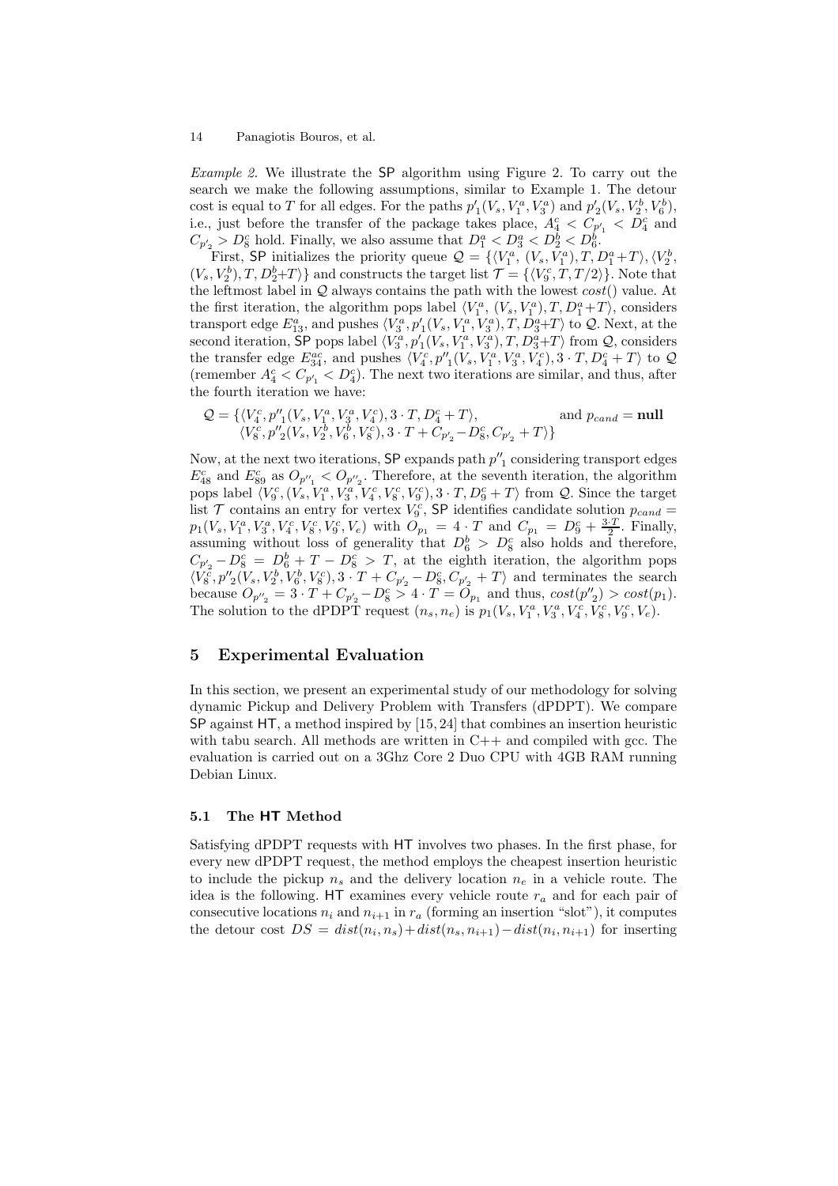*Example 2.* We illustrate the SP algorithm using Figure 2. To carry out the search we make the following assumptions, similar to Example 1. The detour cost is equal to $T$ for all edges. For the paths $p'_1(V_s, V_1^a, V_3^a)$ and $p'_2(V_s, V_2^b, V_6^b)$, i.e., just before the transfer of the package takes place, $A_4^c < C_{p'_1} < D_4^c$ and $C_{p'_2} > D_8^c$ hold. Finally, we also assume that $D_1^a < D_3^a < D_2^b < D_6^b$.

First, SP initializes the priority queue $\mathcal{Q} = \{\langle V_1^a, (V_s, V_1^a), T, D_1^a + T\rangle, \langle V_2^b, (V_s, V_2^b), T, D_2^b + T\rangle\}$ and constructs the target list $\mathcal{T} = \{\langle V_9^c, T, T/2\rangle\}$. Note that the leftmost label in $\mathcal{Q}$ always contains the path with the lowest $cost()$ value. At the first iteration, the algorithm pops label $\langle V_1^a, (V_s, V_1^a), T, D_1^a + T\rangle$, considers transport edge $E_{13}^a$, and pushes $\langle V_3^a, p'_1(V_s, V_1^a, V_3^a), T, D_3^a + T\rangle$ to $\mathcal{Q}$. Next, at the second iteration, SP pops label $\langle V_3^a, p'_1(V_s, V_1^a, V_3^a), T, D_3^a + T\rangle$ from $\mathcal{Q}$, considers the transfer edge $E_{34}^{ac}$, and pushes $\langle V_4^c, p''_1(V_s, V_1^a, V_3^a, V_4^c), 3 \cdot T, D_4^c + T\rangle$ to $\mathcal{Q}$ (remember $A_4^c < C_{p'_1} < D_4^c$). The next two iterations are similar, and thus, after the fourth iteration we have:

$$\mathcal{Q} = \{\langle V_4^c, p''_1(V_s, V_1^a, V_3^a, V_4^c), 3 \cdot T, D_4^c + T\rangle, \langle V_8^c, p''_2(V_s, V_2^b, V_6^b, V_8^c), 3 \cdot T + C_{p'_2} - D_8^c, C_{p'_2} + T\rangle\} \quad \text{and } p_{cand} = \textbf{null}$$

Now, at the next two iterations, SP expands path $p''_1$ considering transport edges $E_{48}^c$ and $E_{89}^c$ as $O_{p''_1} < O_{p''_2}$. Therefore, at the seventh iteration, the algorithm pops label $\langle V_9^c, (V_s, V_1^a, V_3^a, V_4^c, V_8^c, V_9^c), 3 \cdot T, D_9^c + T\rangle$ from $\mathcal{Q}$. Since the target list $\mathcal{T}$ contains an entry for vertex $V_9^c$, SP identifies candidate solution $p_{cand} = p_1(V_s, V_1^a, V_3^a, V_4^c, V_8^c, V_9^c, V_e)$ with $O_{p_1} = 4 \cdot T$ and $C_{p_1} = D_9^c + \frac{3 \cdot T}{2}$. Finally, assuming without loss of generality that $D_6^b > D_8^c$ also holds and therefore, $C_{p'_2} - D_8^c = D_6^b + T - D_8^c > T$, at the eighth iteration, the algorithm pops $\langle V_8^c, p''_2(V_s, V_2^b, V_6^b, V_8^c), 3 \cdot T + C_{p'_2} - D_8^c, C_{p'_2} + T\rangle$ and terminates the search because $O_{p''_2} = 3 \cdot T + C_{p'_2} - D_8^c > 4 \cdot T = O_{p_1}$ and thus, $cost(p''_2) > cost(p_1)$. The solution to the dPDPT request $(n_s, n_e)$ is $p_1(V_s, V_1^a, V_3^a, V_4^c, V_8^c, V_9^c, V_e)$.

## 5 Experimental Evaluation

In this section, we present an experimental study of our methodology for solving dynamic Pickup and Delivery Problem with Transfers (dPDPT). We compare SP against HT, a method inspired by [15, 24] that combines an insertion heuristic with tabu search. All methods are written in C++ and compiled with gcc. The evaluation is carried out on a 3Ghz Core 2 Duo CPU with 4GB RAM running Debian Linux.

### 5.1 The HT Method

Satisfying dPDPT requests with HT involves two phases. In the first phase, for every new dPDPT request, the method employs the cheapest insertion heuristic to include the pickup $n_s$ and the delivery location $n_e$ in a vehicle route. The idea is the following. HT examines every vehicle route $r_a$ and for each pair of consecutive locations $n_i$ and $n_{i+1}$ in $r_a$ (forming an insertion "slot"), it computes the detour cost $DS = dist(n_i, n_s) + dist(n_s, n_{i+1}) - dist(n_i, n_{i+1})$ for inserting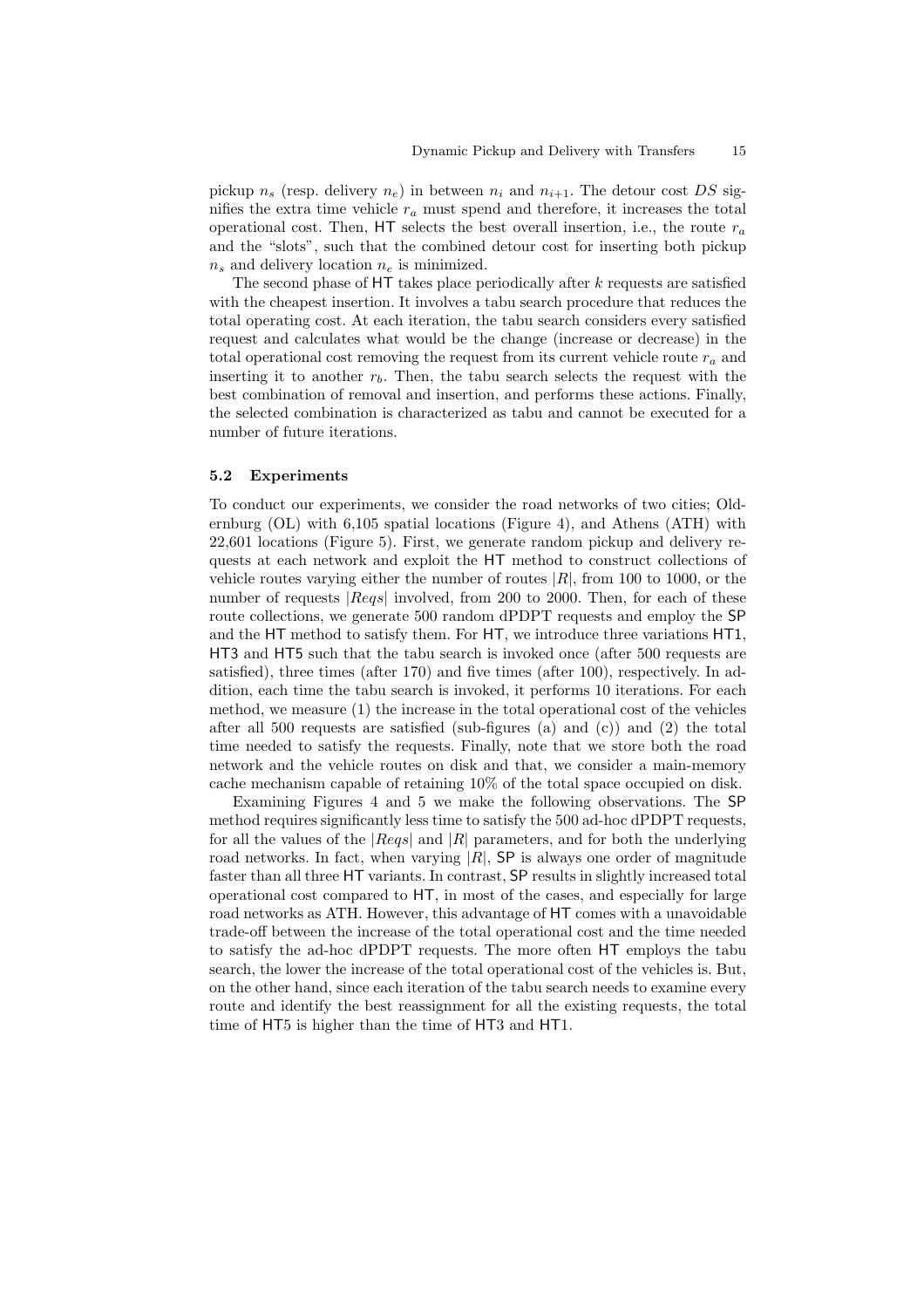pickup $n_s$ (resp. delivery $n_e$) in between $n_i$ and $n_{i+1}$. The detour cost $DS$ signifies the extra time vehicle $r_a$ must spend and therefore, it increases the total operational cost. Then, HT selects the best overall insertion, i.e., the route $r_a$ and the "slots", such that the combined detour cost for inserting both pickup $n_s$ and delivery location $n_e$ is minimized.

The second phase of HT takes place periodically after $k$ requests are satisfied with the cheapest insertion. It involves a tabu search procedure that reduces the total operating cost. At each iteration, the tabu search considers every satisfied request and calculates what would be the change (increase or decrease) in the total operational cost removing the request from its current vehicle route $r_a$ and inserting it to another $r_b$. Then, the tabu search selects the request with the best combination of removal and insertion, and performs these actions. Finally, the selected combination is characterized as tabu and cannot be executed for a number of future iterations.

### 5.2 Experiments

To conduct our experiments, we consider the road networks of two cities; Oldernburg (OL) with 6,105 spatial locations (Figure 4), and Athens (ATH) with 22,601 locations (Figure 5). First, we generate random pickup and delivery requests at each network and exploit the HT method to construct collections of vehicle routes varying either the number of routes $|R|$, from 100 to 1000, or the number of requests $|Reqs|$ involved, from 200 to 2000. Then, for each of these route collections, we generate 500 random dPDPT requests and employ the SP and the HT method to satisfy them. For HT, we introduce three variations HT1, HT3 and HT5 such that the tabu search is invoked once (after 500 requests are satisfied), three times (after 170) and five times (after 100), respectively. In addition, each time the tabu search is invoked, it performs 10 iterations. For each method, we measure (1) the increase in the total operational cost of the vehicles after all 500 requests are satisfied (sub-figures (a) and (c)) and (2) the total time needed to satisfy the requests. Finally, note that we store both the road network and the vehicle routes on disk and that, we consider a main-memory cache mechanism capable of retaining 10% of the total space occupied on disk.

Examining Figures 4 and 5 we make the following observations. The SP method requires significantly less time to satisfy the 500 ad-hoc dPDPT requests, for all the values of the $|Reqs|$ and $|R|$ parameters, and for both the underlying road networks. In fact, when varying $|R|$, SP is always one order of magnitude faster than all three HT variants. In contrast, SP results in slightly increased total operational cost compared to HT, in most of the cases, and especially for large road networks as ATH. However, this advantage of HT comes with a unavoidable trade-off between the increase of the total operational cost and the time needed to satisfy the ad-hoc dPDPT requests. The more often HT employs the tabu search, the lower the increase of the total operational cost of the vehicles is. But, on the other hand, since each iteration of the tabu search needs to examine every route and identify the best reassignment for all the existing requests, the total time of HT5 is higher than the time of HT3 and HT1.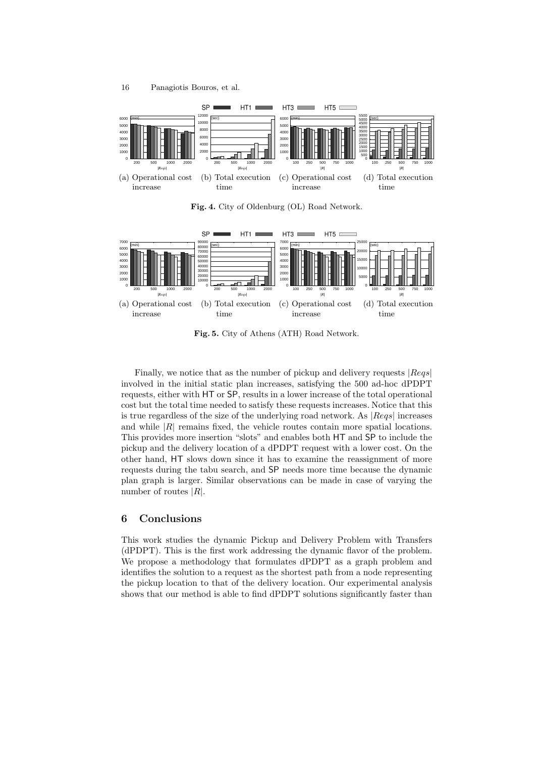SP HT1 HT3 HT5

(a) Operational cost increase (b) Total execution time (c) Operational cost increase (d) Total execution time

**Fig. 4.** City of Oldenburg (OL) Road Network.

SP HT1 HT3 HT5

(a) Operational cost increase (b) Total execution time (c) Operational cost increase (d) Total execution time

**Fig. 5.** City of Athens (ATH) Road Network.

Finally, we notice that as the number of pickup and delivery requests $|Reqs|$ involved in the initial static plan increases, satisfying the 500 ad-hoc dPDPT requests, either with HT or SP, results in a lower increase of the total operational cost but the total time needed to satisfy these requests increases. Notice that this is true regardless of the size of the underlying road network. As $|Reqs|$ increases and while $|R|$ remains fixed, the vehicle routes contain more spatial locations. This provides more insertion "slots" and enables both HT and SP to include the pickup and the delivery location of a dPDPT request with a lower cost. On the other hand, HT slows down since it has to examine the reassignment of more requests during the tabu search, and SP needs more time because the dynamic plan graph is larger. Similar observations can be made in case of varying the number of routes $|R|$.

## 6 Conclusions

This work studies the dynamic Pickup and Delivery Problem with Transfers (dPDPT). This is the first work addressing the dynamic flavor of the problem. We propose a methodology that formulates dPDPT as a graph problem and identifies the solution to a request as the shortest path from a node representing the pickup location to that of the delivery location. Our experimental analysis shows that our method is able to find dPDPT solutions significantly faster than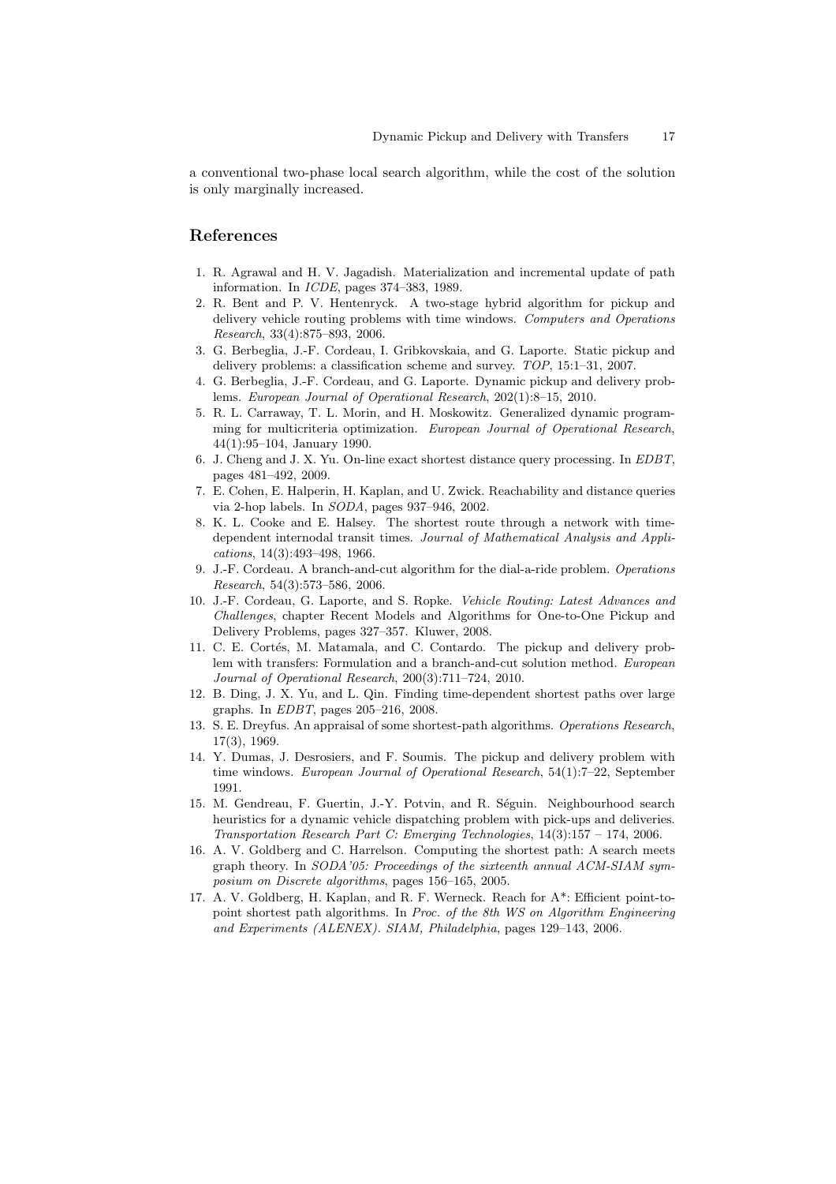a conventional two-phase local search algorithm, while the cost of the solution is only marginally increased.

## References

1. R. Agrawal and H. V. Jagadish. Materialization and incremental update of path information. In *ICDE*, pages 374–383, 1989.
2. R. Bent and P. V. Hentenryck. A two-stage hybrid algorithm for pickup and delivery vehicle routing problems with time windows. *Computers and Operations Research*, 33(4):875–893, 2006.
3. G. Berbeglia, J.-F. Cordeau, I. Gribkovskaia, and G. Laporte. Static pickup and delivery problems: a classification scheme and survey. *TOP*, 15:1–31, 2007.
4. G. Berbeglia, J.-F. Cordeau, and G. Laporte. Dynamic pickup and delivery problems. *European Journal of Operational Research*, 202(1):8–15, 2010.
5. R. L. Carraway, T. L. Morin, and H. Moskowitz. Generalized dynamic programming for multicriteria optimization. *European Journal of Operational Research*, 44(1):95–104, January 1990.
6. J. Cheng and J. X. Yu. On-line exact shortest distance query processing. In *EDBT*, pages 481–492, 2009.
7. E. Cohen, E. Halperin, H. Kaplan, and U. Zwick. Reachability and distance queries via 2-hop labels. In *SODA*, pages 937–946, 2002.
8. K. L. Cooke and E. Halsey. The shortest route through a network with time-dependent internodal transit times. *Journal of Mathematical Analysis and Applications*, 14(3):493–498, 1966.
9. J.-F. Cordeau. A branch-and-cut algorithm for the dial-a-ride problem. *Operations Research*, 54(3):573–586, 2006.
10. J.-F. Cordeau, G. Laporte, and S. Ropke. *Vehicle Routing: Latest Advances and Challenges*, chapter Recent Models and Algorithms for One-to-One Pickup and Delivery Problems, pages 327–357. Kluwer, 2008.
11. C. E. Cortés, M. Matamala, and C. Contardo. The pickup and delivery problem with transfers: Formulation and a branch-and-cut solution method. *European Journal of Operational Research*, 200(3):711–724, 2010.
12. B. Ding, J. X. Yu, and L. Qin. Finding time-dependent shortest paths over large graphs. In *EDBT*, pages 205–216, 2008.
13. S. E. Dreyfus. An appraisal of some shortest-path algorithms. *Operations Research*, 17(3), 1969.
14. Y. Dumas, J. Desrosiers, and F. Soumis. The pickup and delivery problem with time windows. *European Journal of Operational Research*, 54(1):7–22, September 1991.
15. M. Gendreau, F. Guertin, J.-Y. Potvin, and R. Séguin. Neighbourhood search heuristics for a dynamic vehicle dispatching problem with pick-ups and deliveries. *Transportation Research Part C: Emerging Technologies*, 14(3):157 – 174, 2006.
16. A. V. Goldberg and C. Harrelson. Computing the shortest path: A search meets graph theory. In *SODA'05: Proceedings of the sixteenth annual ACM-SIAM symposium on Discrete algorithms*, pages 156–165, 2005.
17. A. V. Goldberg, H. Kaplan, and R. F. Werneck. Reach for A*: Efficient point-to-point shortest path algorithms. In *Proc. of the 8th WS on Algorithm Engineering and Experiments (ALENEX). SIAM, Philadelphia*, pages 129–143, 2006.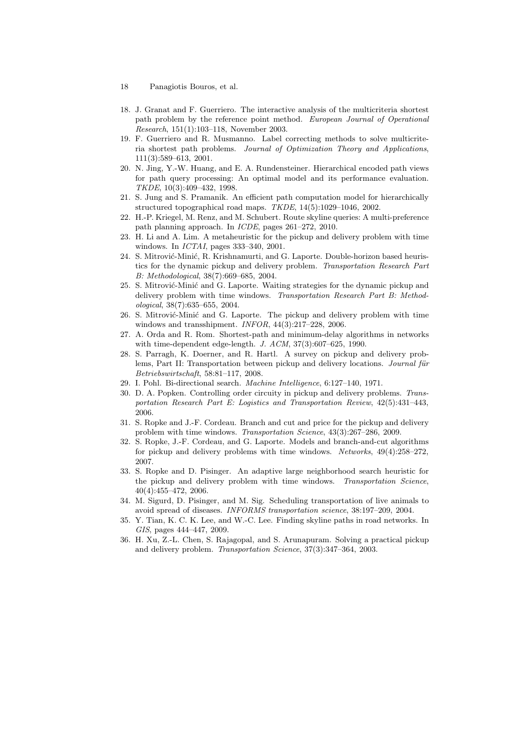18. J. Granat and F. Guerriero. The interactive analysis of the multicriteria shortest path problem by the reference point method. *European Journal of Operational Research*, 151(1):103–118, November 2003.
19. F. Guerriero and R. Musmanno. Label correcting methods to solve multicriteria shortest path problems. *Journal of Optimization Theory and Applications*, 111(3):589–613, 2001.
20. N. Jing, Y.-W. Huang, and E. A. Rundensteiner. Hierarchical encoded path views for path query processing: An optimal model and its performance evaluation. *TKDE*, 10(3):409–432, 1998.
21. S. Jung and S. Pramanik. An efficient path computation model for hierarchically structured topographical road maps. *TKDE*, 14(5):1029–1046, 2002.
22. H.-P. Kriegel, M. Renz, and M. Schubert. Route skyline queries: A multi-preference path planning approach. In *ICDE*, pages 261–272, 2010.
23. H. Li and A. Lim. A metaheuristic for the pickup and delivery problem with time windows. In *ICTAI*, pages 333–340, 2001.
24. S. Mitrović-Minić, R. Krishnamurti, and G. Laporte. Double-horizon based heuristics for the dynamic pickup and delivery problem. *Transportation Research Part B: Methodological*, 38(7):669–685, 2004.
25. S. Mitrović-Minić and G. Laporte. Waiting strategies for the dynamic pickup and delivery problem with time windows. *Transportation Research Part B: Methodological*, 38(7):635–655, 2004.
26. S. Mitrović-Minić and G. Laporte. The pickup and delivery problem with time windows and transshipment. *INFOR*, 44(3):217–228, 2006.
27. A. Orda and R. Rom. Shortest-path and minimum-delay algorithms in networks with time-dependent edge-length. *J. ACM*, 37(3):607–625, 1990.
28. S. Parragh, K. Doerner, and R. Hartl. A survey on pickup and delivery problems, Part II: Transportation between pickup and delivery locations. *Journal für Betriebswirtschaft*, 58:81–117, 2008.
29. I. Pohl. Bi-directional search. *Machine Intelligence*, 6:127–140, 1971.
30. D. A. Popken. Controlling order circuity in pickup and delivery problems. *Transportation Research Part E: Logistics and Transportation Review*, 42(5):431–443, 2006.
31. S. Ropke and J.-F. Cordeau. Branch and cut and price for the pickup and delivery problem with time windows. *Transportation Science*, 43(3):267–286, 2009.
32. S. Ropke, J.-F. Cordeau, and G. Laporte. Models and branch-and-cut algorithms for pickup and delivery problems with time windows. *Networks*, 49(4):258–272, 2007.
33. S. Ropke and D. Pisinger. An adaptive large neighborhood search heuristic for the pickup and delivery problem with time windows. *Transportation Science*, 40(4):455–472, 2006.
34. M. Sigurd, D. Pisinger, and M. Sig. Scheduling transportation of live animals to avoid spread of diseases. *INFORMS transportation science*, 38:197–209, 2004.
35. Y. Tian, K. C. K. Lee, and W.-C. Lee. Finding skyline paths in road networks. In *GIS*, pages 444–447, 2009.
36. H. Xu, Z.-L. Chen, S. Rajagopal, and S. Arunapuram. Solving a practical pickup and delivery problem. *Transportation Science*, 37(3):347–364, 2003.